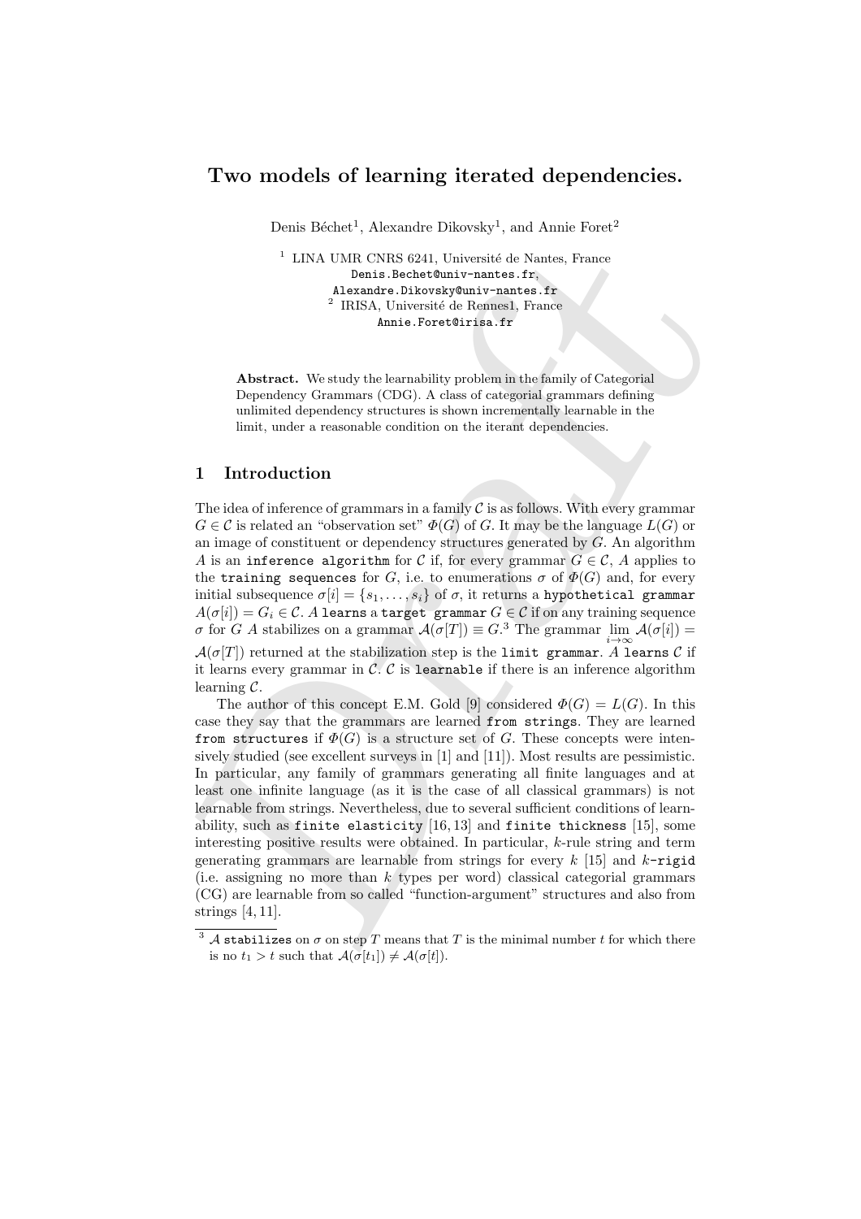# Two models of learning iterated dependencies.

Denis Béchet[1], Alexandre Dikovsky[1], and Annie Foret[2]

[1] LINA UMR CNRS 6241, Université de Nantes, France
Denis.Bechet@univ-nantes.fr,
Alexandre.Dikovsky@univ-nantes.fr
[2] IRISA, Université de Rennes1, France
Annie.Foret@irisa.fr

**Abstract.** We study the learnability problem in the family of Categorial Dependency Grammars (CDG). A class of categorial grammars defining unlimited dependency structures is shown incrementally learnable in the limit, under a reasonable condition on the iterant dependencies.

## 1 Introduction

The idea of inference of grammars in a family $\mathcal{C}$ is as follows. With every grammar $G \in \mathcal{C}$ is related an "observation set" $\Phi(G)$ of $G$. It may be the language $L(G)$ or an image of constituent or dependency structures generated by $G$. An algorithm $A$ is an `inference algorithm` for $\mathcal{C}$ if, for every grammar $G \in \mathcal{C}$, $A$ applies to the `training sequences` for $G$, i.e. to enumerations $\sigma$ of $\Phi(G)$ and, for every initial subsequence $\sigma[i] = \{s_1, \ldots, s_i\}$ of $\sigma$, it returns a `hypothetical grammar` $A(\sigma[i]) = G_i \in \mathcal{C}$. $A$ `learns` a `target grammar` $G \in \mathcal{C}$ if on any training sequence $\sigma$ for $G$ $A$ stabilizes on a grammar $\mathcal{A}(\sigma[T]) \equiv G$.[3] The grammar $\lim\limits_{i\to\infty} \mathcal{A}(\sigma[i]) = \mathcal{A}(\sigma[T])$ returned at the stabilization step is the `limit grammar`. $A$ `learns` $\mathcal{C}$ if it learns every grammar in $\mathcal{C}$. $\mathcal{C}$ is `learnable` if there is an inference algorithm learning $\mathcal{C}$.

The author of this concept E.M. Gold [9] considered $\Phi(G) = L(G)$. In this case they say that the grammars are learned `from strings`. They are learned `from structures` if $\Phi(G)$ is a structure set of $G$. These concepts were intensively studied (see excellent surveys in [1] and [11]). Most results are pessimistic. In particular, any family of grammars generating all finite languages and at least one infinite language (as it is the case of all classical grammars) is not learnable from strings. Nevertheless, due to several sufficient conditions of learnability, such as `finite elasticity` [16, 13] and `finite thickness` [15], some interesting positive results were obtained. In particular, $k$-rule string and term generating grammars are learnable from strings for every $k$ [15] and $k$-`rigid` (i.e. assigning no more than $k$ types per word) classical categorial grammars (CG) are learnable from so called "function-argument" structures and also from strings [4, 11].

[3] $\mathcal{A}$ `stabilizes` on $\sigma$ on step $T$ means that $T$ is the minimal number $t$ for which there is no $t_1 > t$ such that $\mathcal{A}(\sigma[t_1]) \neq \mathcal{A}(\sigma[t])$.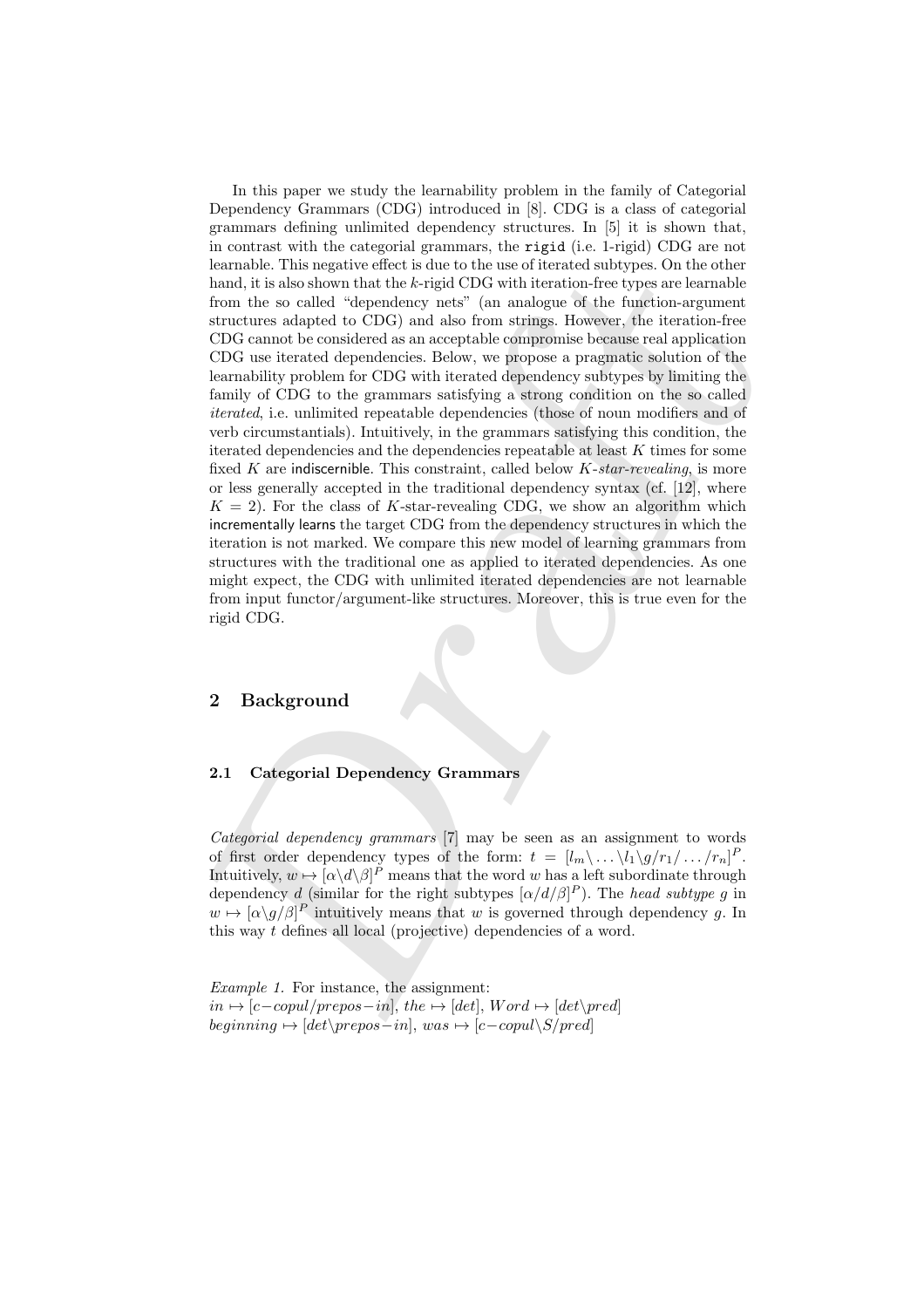In this paper we study the learnability problem in the family of Categorial Dependency Grammars (CDG) introduced in [8]. CDG is a class of categorial grammars defining unlimited dependency structures. In [5] it is shown that, in contrast with the categorial grammars, the `rigid` (i.e. 1-rigid) CDG are not learnable. This negative effect is due to the use of iterated subtypes. On the other hand, it is also shown that the $k$-rigid CDG with iteration-free types are learnable from the so called "dependency nets" (an analogue of the function-argument structures adapted to CDG) and also from strings. However, the iteration-free CDG cannot be considered as an acceptable compromise because real application CDG use iterated dependencies. Below, we propose a pragmatic solution of the learnability problem for CDG with iterated dependency subtypes by limiting the family of CDG to the grammars satisfying a strong condition on the so called *iterated*, i.e. unlimited repeatable dependencies (those of noun modifiers and of verb circumstantials). Intuitively, in the grammars satisfying this condition, the iterated dependencies and the dependencies repeatable at least $K$ times for some fixed $K$ are indiscernible. This constraint, called below $K$-*star-revealing*, is more or less generally accepted in the traditional dependency syntax (cf. [12], where $K = 2$). For the class of $K$-star-revealing CDG, we show an algorithm which incrementally learns the target CDG from the dependency structures in which the iteration is not marked. We compare this new model of learning grammars from structures with the traditional one as applied to iterated dependencies. As one might expect, the CDG with unlimited iterated dependencies are not learnable from input functor/argument-like structures. Moreover, this is true even for the rigid CDG.

## 2 Background

### 2.1 Categorial Dependency Grammars

*Categorial dependency grammars* [7] may be seen as an assignment to words of first order dependency types of the form: $t = [l_m\backslash \ldots \backslash l_1\backslash g/r_1/\ldots/r_n]^P$. Intuitively, $w \mapsto [\alpha\backslash d\backslash\beta]^P$ means that the word $w$ has a left subordinate through dependency $d$ (similar for the right subtypes $[\alpha/d/\beta]^P$). The *head subtype* $g$ in $w \mapsto [\alpha\backslash g/\beta]^P$ intuitively means that $w$ is governed through dependency $g$. In this way $t$ defines all local (projective) dependencies of a word.

*Example 1.* For instance, the assignment:
$in \mapsto [c{-}copul/prepos{-}in]$, $the \mapsto [det]$, $Word \mapsto [det\backslash pred]$
$beginning \mapsto [det\backslash prepos{-}in]$, $was \mapsto [c{-}copul\backslash S/pred]$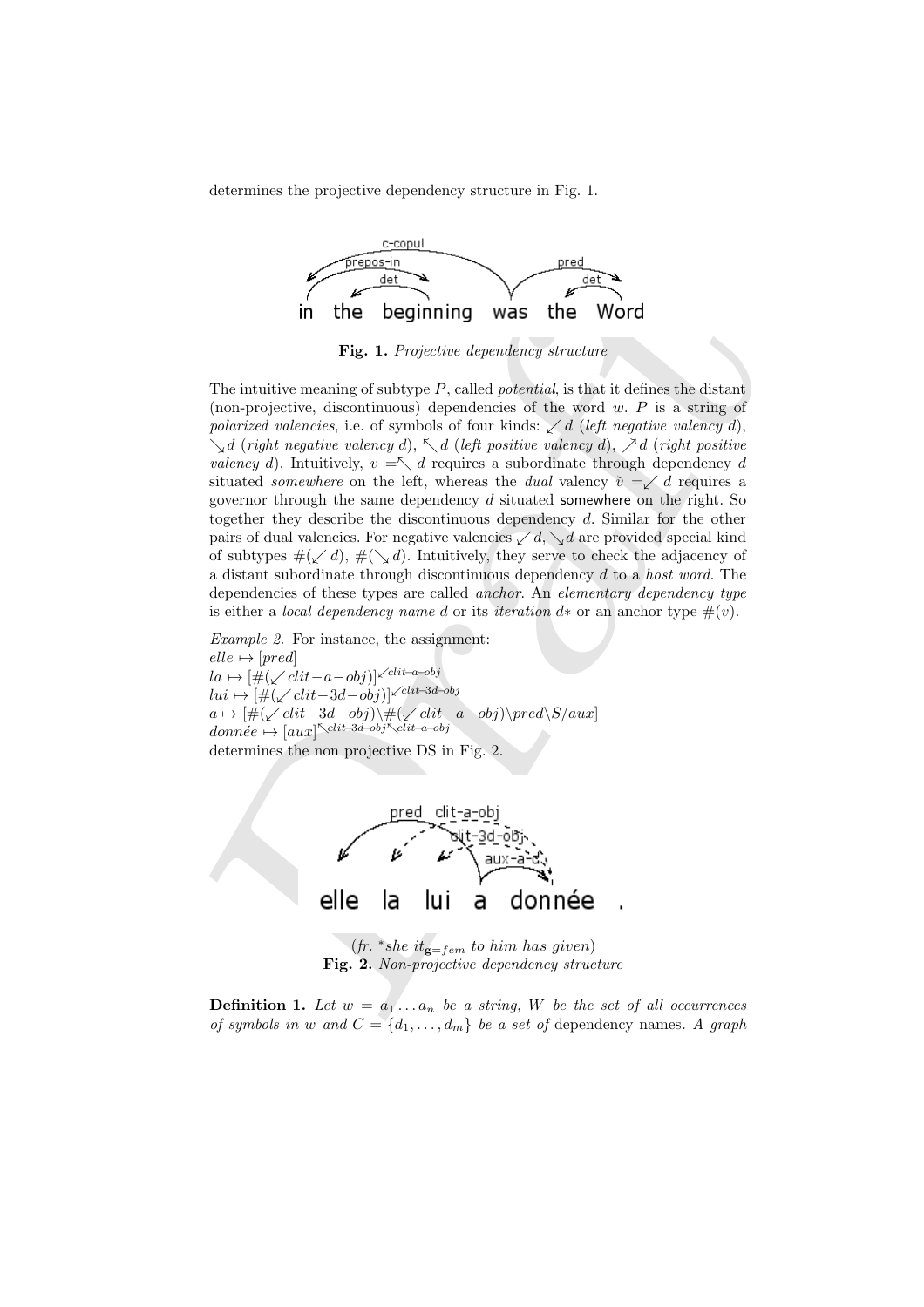determines the projective dependency structure in Fig. 1.

c-copul
prepos-in
det
pred
det
in the beginning was the Word

**Fig. 1.** *Projective dependency structure*

The intuitive meaning of subtype $P$, called *potential*, is that it defines the distant (non-projective, discontinuous) dependencies of the word $w$. $P$ is a string of *polarized valencies*, i.e. of symbols of four kinds: $\swarrow d$ (*left negative valency* $d$), $\searrow d$ (*right negative valency* $d$), $\nwarrow d$ (*left positive valency* $d$), $\nearrow d$ (*right positive valency* $d$). Intuitively, $v = \nwarrow d$ requires a subordinate through dependency $d$ situated *somewhere* on the left, whereas the *dual* valency $\breve{v} = \swarrow d$ requires a governor through the same dependency $d$ situated somewhere on the right. So together they describe the discontinuous dependency $d$. Similar for the other pairs of dual valencies. For negative valencies $\swarrow d, \searrow d$ are provided special kind of subtypes $\#(\swarrow d)$, $\#(\searrow d)$. Intuitively, they serve to check the adjacency of a distant subordinate through discontinuous dependency $d$ to a *host word*. The dependencies of these types are called *anchor*. An *elementary dependency type* is either a *local dependency name* $d$ or its *iteration* $d*$ or an anchor type $\#(v)$.

*Example 2.* For instance, the assignment:
$elle \mapsto [pred]$
$la \mapsto [\#(\swarrow clit{-}a{-}obj)]^{\swarrow clit-a-obj}$
$lui \mapsto [\#(\swarrow clit{-}3d{-}obj)]^{\swarrow clit-3d-obj}$
$a \mapsto [\#(\swarrow clit{-}3d{-}obj)\backslash\#(\swarrow clit{-}a{-}obj)\backslash pred\backslash S/aux]$
$donn\acute{e}e \mapsto [aux]^{\nwarrow clit-3d-obj \nwarrow clit-a-obj}$
determines the non projective DS in Fig. 2.

pred clit-a-obj
clit-3d-obj
aux-a-d
elle la lui a donnée .

(*fr.* $^*$*she it*$_{\mathbf{g}=fem}$ *to him has given*)
**Fig. 2.** *Non-projective dependency structure*

**Definition 1.** *Let $w = a_1 \ldots a_n$ be a string, $W$ be the set of all occurrences of symbols in $w$ and $C = \{d_1, \ldots, d_m\}$ be a set of* dependency names. *A graph*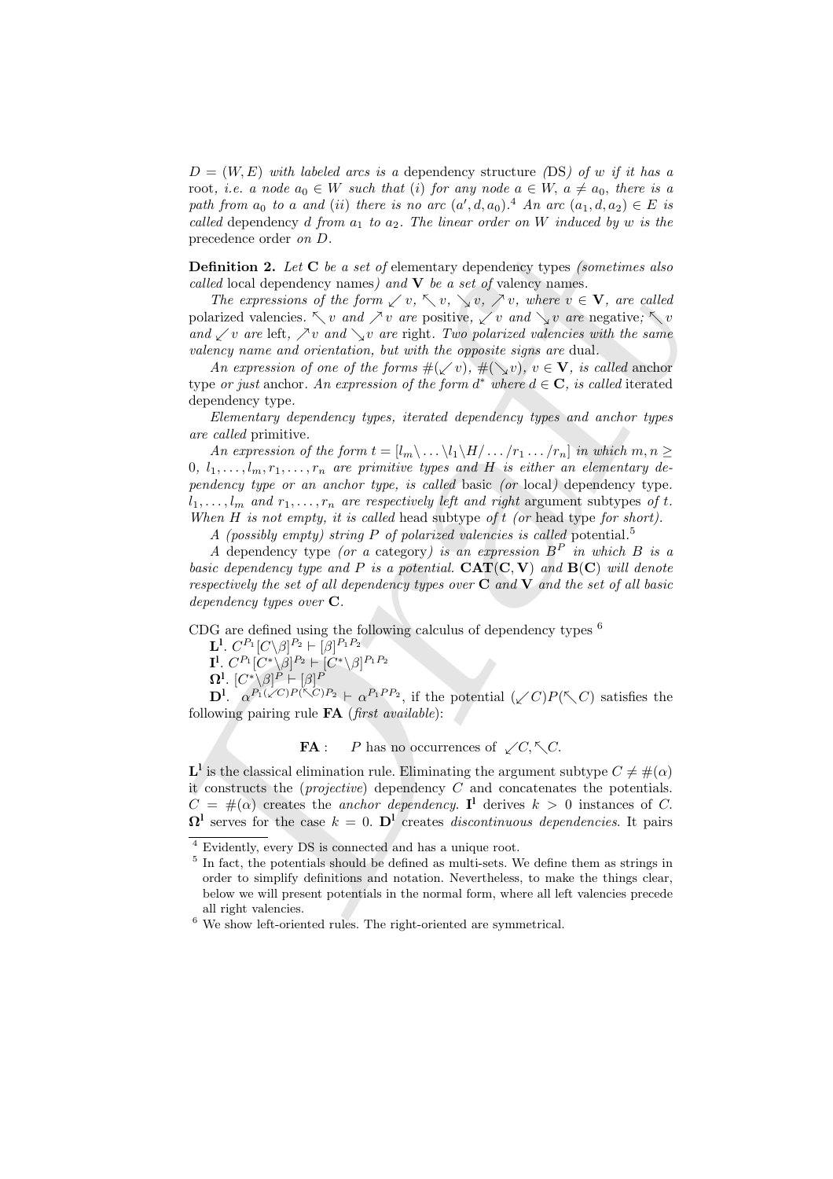$D = (W, E)$ *with labeled arcs is a* dependency structure *(*DS*) of $w$ if it has a* root*, i.e. a node $a_0 \in W$ such that (i) for any node $a \in W$, $a \neq a_0$, there is a path from $a_0$ to $a$ and (ii) there is no arc $(a', d, a_0)$.*[4] *An arc $(a_1, d, a_2) \in E$ is called* dependency $d$ from $a_1$ to $a_2$. *The linear order on $W$ induced by $w$ is the* precedence order *on $D$.*

**Definition 2.** *Let* $\mathbf{C}$ *be a set of* elementary dependency types *(sometimes also called* local dependency names*) and* $\mathbf{V}$ *be a set of* valency names.

*The expressions of the form $\swarrow v$, $\nwarrow v$, $\searrow v$, $\nearrow v$, where $v \in \mathbf{V}$, are called* polarized valencies. *$\nwarrow v$ and $\nearrow v$ are* positive*, $\swarrow v$ and $\searrow v$ are* negative*; $\nwarrow v$ and $\swarrow v$ are* left*, $\nearrow v$ and $\searrow v$ are* right. *Two polarized valencies with the same valency name and orientation, but with the opposite signs are* dual.

*An expression of one of the forms $\#(\swarrow v)$, $\#(\searrow v)$, $v \in \mathbf{V}$, is called* anchor type *or just* anchor. *An expression of the form $d^*$ where $d \in \mathbf{C}$, is called* iterated dependency type.

*Elementary dependency types, iterated dependency types and anchor types are called* primitive.

*An expression of the form $t = [l_m \backslash \ldots \backslash l_1 \backslash H / \ldots / r_1 \ldots / r_n]$ in which $m, n \geq 0$, $l_1, \ldots, l_m, r_1, \ldots, r_n$ are primitive types and $H$ is either an elementary dependency type or an anchor type, is called* basic *(or* local*) dependency type. $l_1, \ldots, l_m$ and $r_1, \ldots, r_n$ are respectively left and right* argument subtypes *of $t$. When $H$ is not empty, it is called* head subtype *of $t$ (or* head type *for short).*

*A (possibly empty) string $P$ of polarized valencies is called* potential.[5]

*A* dependency type *(or a* category*) is an expression $B^P$ in which $B$ is a basic dependency type and $P$ is a potential.* $\mathbf{CAT}(\mathbf{C}, \mathbf{V})$ *and* $\mathbf{B}(\mathbf{C})$ *will denote respectively the set of all dependency types over* $\mathbf{C}$ *and* $\mathbf{V}$ *and the set of all basic dependency types over* $\mathbf{C}$.

CDG are defined using the following calculus of dependency types [6]

$\mathbf{L^l}$. $C^{P_1}[C\backslash\beta]^{P_2} \vdash [\beta]^{P_1 P_2}$

$\mathbf{I^l}$. $C^{P_1}[C^*\backslash\beta]^{P_2} \vdash [C^*\backslash\beta]^{P_1 P_2}$

$\mathbf{\Omega^l}$. $[C^*\backslash\beta]^{P} \vdash [\beta]^{P}$

$\mathbf{D^l}$. $\alpha^{P_1(\swarrow C)P(\nwarrow C)P_2} \vdash \alpha^{P_1 P P_2}$, if the potential $(\swarrow C)P(\nwarrow C)$ satisfies the following pairing rule **FA** (*first available*):

$$\mathbf{FA}: \quad P \text{ has no occurrences of } \swarrow C, \nwarrow C.$$

$\mathbf{L^l}$ is the classical elimination rule. Eliminating the argument subtype $C \neq \#(\alpha)$ it constructs the (*projective*) dependency $C$ and concatenates the potentials. $C = \#(\alpha)$ creates the *anchor dependency*. $\mathbf{I^l}$ derives $k > 0$ instances of $C$. $\mathbf{\Omega^l}$ serves for the case $k = 0$. $\mathbf{D^l}$ creates *discontinuous dependencies*. It pairs

---

[4] Evidently, every DS is connected and has a unique root.

[5] In fact, the potentials should be defined as multi-sets. We define them as strings in order to simplify definitions and notation. Nevertheless, to make the things clear, below we will present potentials in the normal form, where all left valencies precede all right valencies.

[6] We show left-oriented rules. The right-oriented are symmetrical.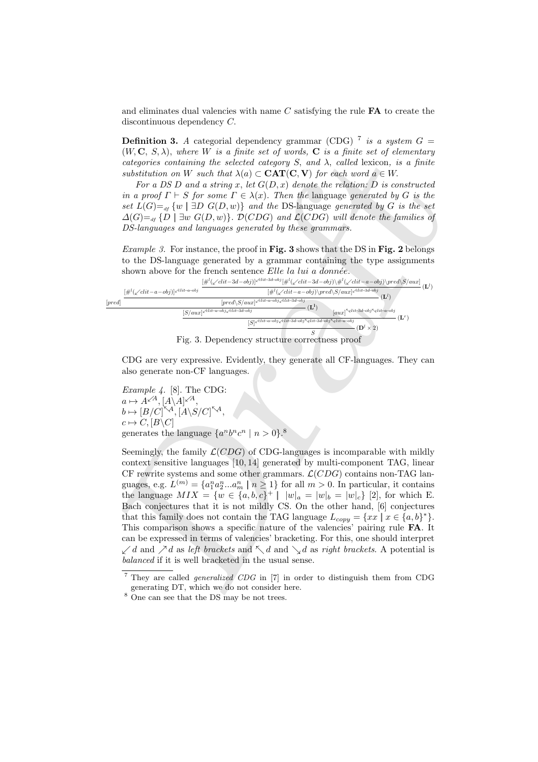and eliminates dual valencies with name $C$ satisfying the rule **FA** to create the discontinuous dependency $C$.

**Definition 3.** *A categorial dependency grammar (CDG)* [7] *is a system $G = (W, \mathbf{C}, S, \lambda)$, where $W$ is a finite set of words, $\mathbf{C}$ is a finite set of elementary categories containing the selected category $S$, and $\lambda$, called* lexicon*, is a finite substitution on $W$ such that $\lambda(a) \subset \mathbf{CAT}(\mathbf{C}, \mathbf{V})$ for each word $a \in W$.*

*For a DS $D$ and a string $x$, let $G(D, x)$ denote the relation: $D$ is constructed in a proof $\Gamma \vdash S$ for some $\Gamma \in \lambda(x)$. Then the* language *generated by $G$ is the set $L(G) =_{df} \{w \mid \exists D\ G(D, w)\}$ and the* DS-language *generated by $G$ is the set $\Delta(G) =_{df} \{D \mid \exists w\ G(D, w)\}$. $\mathcal{D}(CDG)$ and $\mathcal{L}(CDG)$ will denote the families of DS-languages and languages generated by these grammars.*

*Example 3.* For instance, the proof in **Fig. 3** shows that the DS in **Fig. 2** belongs to the DS-language generated by a grammar containing the type assignments shown above for the french sentence *Elle la lui a donnée*.

$$\dfrac{[pred] \quad \dfrac{\dfrac{[\#^l(\swarrow clit-a-obj)]^{\swarrow clit-a-obj} \quad \dfrac{[\#^l(\swarrow clit-3d-obj)]^{\swarrow clit-3d-obj}[\#^l(\swarrow clit-3d-obj)\backslash\#^l(\swarrow clit-a-obj)\backslash pred\backslash S/aux]}{[\#^l(\swarrow clit-a-obj)\backslash pred\backslash S/aux]^{\swarrow clit-3d-obj}}\,(\mathbf{L}^l)}{[pred\backslash S/aux]^{\swarrow clit-a-obj \swarrow clit-3d-obj}}\,(\mathbf{L}^l)}{[S/aux]^{\swarrow clit-a-obj \swarrow clit-3d-obj}}\,(\mathbf{L}^l) \quad [aux]^{\nwarrow clit-3d-obj \nwarrow clit-a-obj}}{\dfrac{[S]^{\swarrow clit-a-obj \swarrow clit-3d-obj \nwarrow clit-3d-obj \nwarrow clit-a-obj}}{S}\,(\mathbf{D}^l \times 2)}\,(\mathbf{L}^r)$$

Fig. 3. Dependency structure correctness proof

CDG are very expressive. Evidently, they generate all CF-languages. They can also generate non-CF languages.

*Example 4.* [8]. The CDG:
$a \mapsto A^{\swarrow A}, [A\backslash A]^{\swarrow A}$,
$b \mapsto [B/C]^{\nwarrow A}, [A\backslash S/C]^{\nwarrow A}$,
$c \mapsto C, [B\backslash C]$
generates the language $\{a^n b^n c^n \mid n > 0\}$.[8]

Seemingly, the family $\mathcal{L}(CDG)$ of CDG-languages is incomparable with mildly context sensitive languages [10, 14] generated by multi-component TAG, linear CF rewrite systems and some other grammars. $\mathcal{L}(CDG)$ contains non-TAG languages, e.g. $L^{(m)} = \{a_1^n a_2^n ... a_m^n \mid n \geq 1\}$ for all $m > 0$. In particular, it contains the language $MIX = \{w \in \{a, b, c\}^+ \mid |w|_a = |w|_b = |w|_c\}$ [2], for which E. Bach conjectures that it is not mildly CS. On the other hand, [6] conjectures that this family does not contain the TAG language $L_{copy} = \{xx \mid x \in \{a, b\}^*\}$. This comparison shows a specific nature of the valencies' pairing rule **FA**. It can be expressed in terms of valencies' bracketing. For this, one should interpret $\swarrow d$ and $\nearrow d$ as *left brackets* and $\nwarrow d$ and $\searrow d$ as *right brackets*. A potential is *balanced* if it is well bracketed in the usual sense.

---

[7] They are called *generalized CDG* in [7] in order to distinguish them from CDG generating DT, which we do not consider here.

[8] One can see that the DS may be not trees.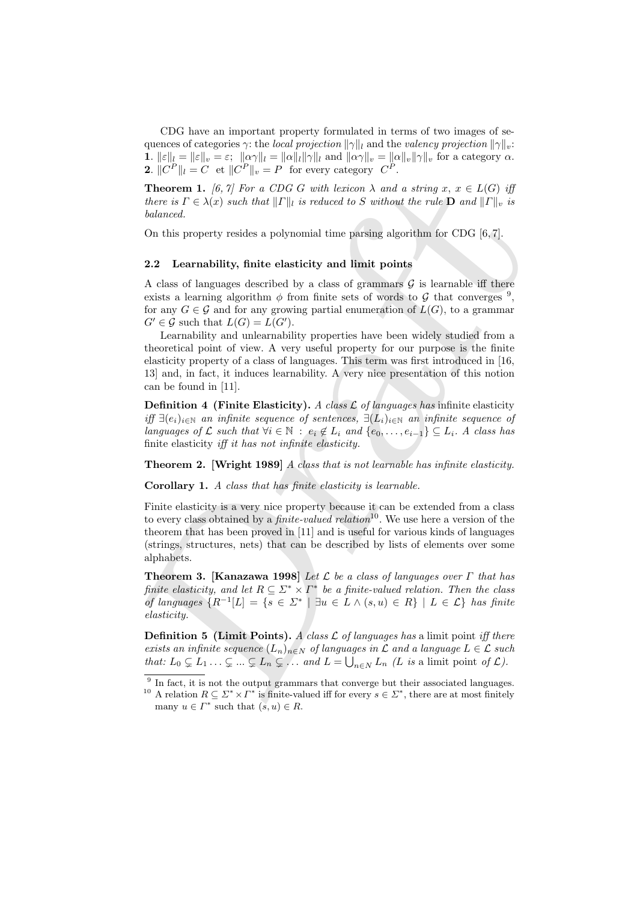CDG have an important property formulated in terms of two images of sequences of categories $\gamma$: the *local projection* $\|\gamma\|_l$ and the *valency projection* $\|\gamma\|_v$:
**1**. $\|\varepsilon\|_l = \|\varepsilon\|_v = \varepsilon$; $\|\alpha\gamma\|_l = \|\alpha\|_l\|\gamma\|_l$ and $\|\alpha\gamma\|_v = \|\alpha\|_v\|\gamma\|_v$ for a category $\alpha$.
**2**. $\|C^P\|_l = C$ et $\|C^P\|_v = P$ for every category $C^P$.

**Theorem 1.** *[6, 7] For a CDG $G$ with lexicon $\lambda$ and a string $x$, $x \in L(G)$ iff there is $\Gamma \in \lambda(x)$ such that $\|\Gamma\|_l$ is reduced to $S$ without the rule* **D** *and $\|\Gamma\|_v$ is balanced.*

On this property resides a polynomial time parsing algorithm for CDG [6, 7].

### 2.2 Learnability, finite elasticity and limit points

A class of languages described by a class of grammars $\mathcal{G}$ is learnable iff there exists a learning algorithm $\phi$ from finite sets of words to $\mathcal{G}$ that converges [9], for any $G \in \mathcal{G}$ and for any growing partial enumeration of $L(G)$, to a grammar $G' \in \mathcal{G}$ such that $L(G) = L(G')$.

Learnability and unlearnability properties have been widely studied from a theoretical point of view. A very useful property for our purpose is the finite elasticity property of a class of languages. This term was first introduced in [16, 13] and, in fact, it induces learnability. A very nice presentation of this notion can be found in [11].

**Definition 4 (Finite Elasticity).** *A class $\mathcal{L}$ of languages has* infinite elasticity *iff $\exists(e_i)_{i\in\mathbb{N}}$ an infinite sequence of sentences, $\exists(L_i)_{i\in\mathbb{N}}$ an infinite sequence of languages of $\mathcal{L}$ such that $\forall i \in \mathbb{N}$ : $e_i \notin L_i$ and $\{e_0, \ldots, e_{i-1}\} \subseteq L_i$. A class has* finite elasticity *iff it has not infinite elasticity.*

**Theorem 2. [Wright 1989]** *A class that is not learnable has infinite elasticity.*

**Corollary 1.** *A class that has finite elasticity is learnable.*

Finite elasticity is a very nice property because it can be extended from a class to every class obtained by a *finite-valued relation*[10]. We use here a version of the theorem that has been proved in [11] and is useful for various kinds of languages (strings, structures, nets) that can be described by lists of elements over some alphabets.

**Theorem 3. [Kanazawa 1998]** *Let $\mathcal{L}$ be a class of languages over $\Gamma$ that has finite elasticity, and let $R \subseteq \Sigma^* \times \Gamma^*$ be a finite-valued relation. Then the class of languages $\{R^{-1}[L] = \{s \in \Sigma^* \mid \exists u \in L \wedge (s, u) \in R\} \mid L \in \mathcal{L}\}$ has finite elasticity.*

**Definition 5 (Limit Points).** *A class $\mathcal{L}$ of languages has* a limit point *iff there exists an infinite sequence $(L_n)_{n\in N}$ of languages in $\mathcal{L}$ and a language $L \in \mathcal{L}$ such that: $L_0 \subsetneq L_1 \ldots \subsetneq \ldots \subsetneq L_n \subsetneq \ldots$ and $L = \bigcup_{n\in N} L_n$ ($L$ is* a limit point *of $\mathcal{L}$).*

[9] In fact, it is not the output grammars that converge but their associated languages.

[10] A relation $R \subseteq \Sigma^* \times \Gamma^*$ is finite-valued iff for every $s \in \Sigma^*$, there are at most finitely many $u \in \Gamma^*$ such that $(s, u) \in R$.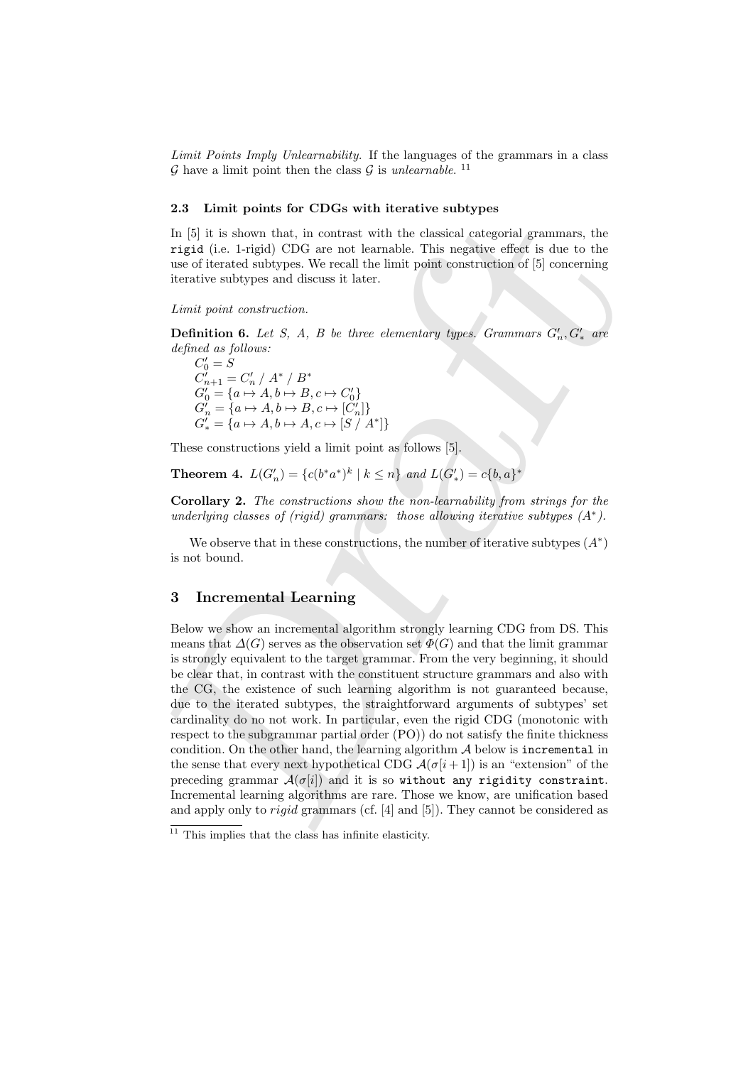*Limit Points Imply Unlearnability.* If the languages of the grammars in a class $\mathcal{G}$ have a limit point then the class $\mathcal{G}$ is *unlearnable.* [11]

### 2.3 Limit points for CDGs with iterative subtypes

In [5] it is shown that, in contrast with the classical categorial grammars, the `rigid` (i.e. 1-rigid) CDG are not learnable. This negative effect is due to the use of iterated subtypes. We recall the limit point construction of [5] concerning iterative subtypes and discuss it later.

*Limit point construction.*

**Definition 6.** *Let $S$, $A$, $B$ be three elementary types. Grammars $G'_n, G'_*$ are defined as follows:*

$C'_0 = S$
$C'_{n+1} = C'_n \,/\, A^* \,/\, B^*$
$G'_0 = \{a \mapsto A, b \mapsto B, c \mapsto C'_0\}$
$G'_n = \{a \mapsto A, b \mapsto B, c \mapsto [C'_n]\}$
$G'_* = \{a \mapsto A, b \mapsto A, c \mapsto [S \,/\, A^*]\}$

These constructions yield a limit point as follows [5].

**Theorem 4.** $L(G'_n) = \{c(b^*a^*)^k \mid k \leq n\}$ *and* $L(G'_*) = c\{b, a\}^*$

**Corollary 2.** *The constructions show the non-learnability from strings for the underlying classes of (rigid) grammars: those allowing iterative subtypes ($A^*$).*

We observe that in these constructions, the number of iterative subtypes ($A^*$) is not bound.

## 3 Incremental Learning

Below we show an incremental algorithm strongly learning CDG from DS. This means that $\Delta(G)$ serves as the observation set $\Phi(G)$ and that the limit grammar is strongly equivalent to the target grammar. From the very beginning, it should be clear that, in contrast with the constituent structure grammars and also with the CG, the existence of such learning algorithm is not guaranteed because, due to the iterated subtypes, the straightforward arguments of subtypes' set cardinality do no not work. In particular, even the rigid CDG (monotonic with respect to the subgrammar partial order (PO)) do not satisfy the finite thickness condition. On the other hand, the learning algorithm $\mathcal{A}$ below is `incremental` in the sense that every next hypothetical CDG $\mathcal{A}(\sigma[i+1])$ is an "extension" of the preceding grammar $\mathcal{A}(\sigma[i])$ and it is so `without any rigidity constraint`. Incremental learning algorithms are rare. Those we know, are unification based and apply only to *rigid* grammars (cf. [4] and [5]). They cannot be considered as

[11] This implies that the class has infinite elasticity.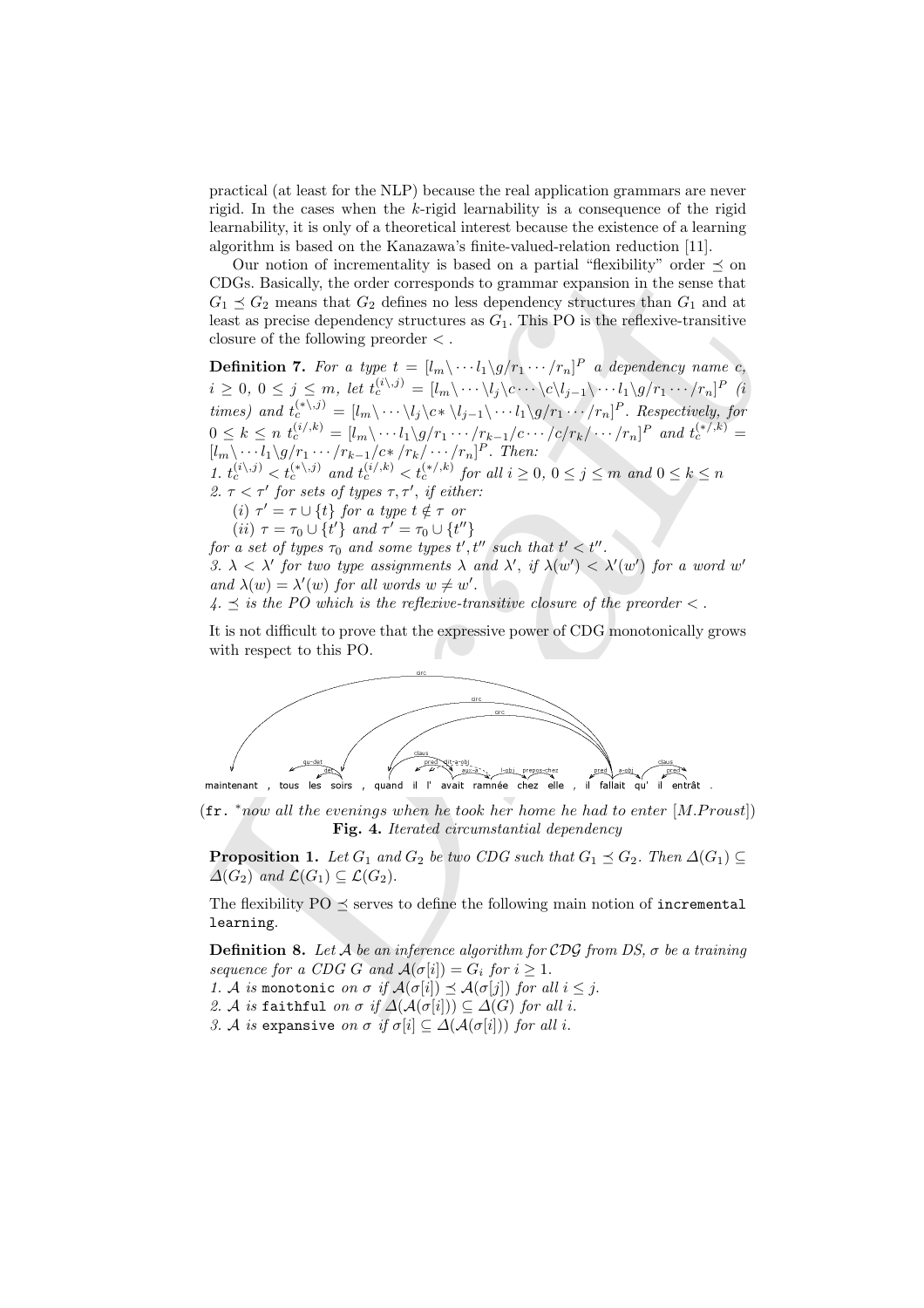practical (at least for the NLP) because the real application grammars are never rigid. In the cases when the $k$-rigid learnability is a consequence of the rigid learnability, it is only of a theoretical interest because the existence of a learning algorithm is based on the Kanazawa's finite-valued-relation reduction [11].

Our notion of incrementality is based on a partial "flexibility" order $\preceq$ on CDGs. Basically, the order corresponds to grammar expansion in the sense that $G_1 \preceq G_2$ means that $G_2$ defines no less dependency structures than $G_1$ and at least as precise dependency structures as $G_1$. This PO is the reflexive-transitive closure of the following preorder $<$.

**Definition 7.** *For a type $t = [l_m\backslash \cdots l_1\backslash g/r_1 \cdots /r_n]^P$ a dependency name $c$, $i \geq 0$, $0 \leq j \leq m$, let $t_c^{(i\backslash,j)} = [l_m\backslash \cdots \backslash l_j\backslash c \cdots \backslash c\backslash l_{j-1}\backslash \cdots l_1\backslash g/r_1 \cdots /r_n]^P$ ($i$ times) and $t_c^{(*\backslash,j)} = [l_m\backslash \cdots \backslash l_j\backslash c*\backslash l_{j-1}\backslash \cdots l_1\backslash g/r_1 \cdots /r_n]^P$. Respectively, for $0 \leq k \leq n$ $t_c^{(i/,k)} = [l_m\backslash \cdots l_1\backslash g/r_1 \cdots /r_{k-1}/c \cdots /c/r_k/ \cdots /r_n]^P$ and $t_c^{(*/,k)} = [l_m\backslash \cdots l_1\backslash g/r_1 \cdots /r_{k-1}/c*/r_k/ \cdots /r_n]^P$. Then:*
*1. $t_c^{(i\backslash,j)} < t_c^{(*\backslash,j)}$ and $t_c^{(i/,k)} < t_c^{(*/,k)}$ for all $i \geq 0$, $0 \leq j \leq m$ and $0 \leq k \leq n$*
*2. $\tau < \tau'$ for sets of types $\tau, \tau'$, if either:*
*(i) $\tau' = \tau \cup \{t\}$ for a type $t \notin \tau$ or*
*(ii) $\tau = \tau_0 \cup \{t'\}$ and $\tau' = \tau_0 \cup \{t''\}$*
*for a set of types $\tau_0$ and some types $t', t''$ such that $t' < t''$.*
*3. $\lambda < \lambda'$ for two type assignments $\lambda$ and $\lambda'$, if $\lambda(w') < \lambda'(w')$ for a word $w'$ and $\lambda(w) = \lambda'(w)$ for all words $w \neq w'$.*
*4. $\preceq$ is the PO which is the reflexive-transitive closure of the preorder $<$.*

It is not difficult to prove that the expressive power of CDG monotonically grows with respect to this PO.

circ
circ
circ
qu-det
det
claus
pred
dit-a-obj
aux-â
l-obj
prepos-chez
pred
a-obj
claus
pred
maintenant , tous les soirs , quand il l' avait ramnée chez elle , il fallait qu' il entrât .

(fr. *\*now all the evenings when he took her home he had to enter [M.Proust]*)
**Fig. 4.** *Iterated circumstantial dependency*

**Proposition 1.** *Let $G_1$ and $G_2$ be two CDG such that $G_1 \preceq G_2$. Then $\Delta(G_1) \subseteq \Delta(G_2)$ and $\mathcal{L}(G_1) \subseteq \mathcal{L}(G_2)$.*

The flexibility PO $\preceq$ serves to define the following main notion of `incremental learning`.

**Definition 8.** *Let $\mathcal{A}$ be an inference algorithm for $\mathcal{CDG}$ from DS, $\sigma$ be a training sequence for a CDG $G$ and $\mathcal{A}(\sigma[i]) = G_i$ for $i \geq 1$.*
*1. $\mathcal{A}$ is `monotonic` on $\sigma$ if $\mathcal{A}(\sigma[i]) \preceq \mathcal{A}(\sigma[j])$ for all $i \leq j$.*
*2. $\mathcal{A}$ is `faithful` on $\sigma$ if $\Delta(\mathcal{A}(\sigma[i])) \subseteq \Delta(G)$ for all $i$.*
*3. $\mathcal{A}$ is `expansive` on $\sigma$ if $\sigma[i] \subseteq \Delta(\mathcal{A}(\sigma[i]))$ for all $i$.*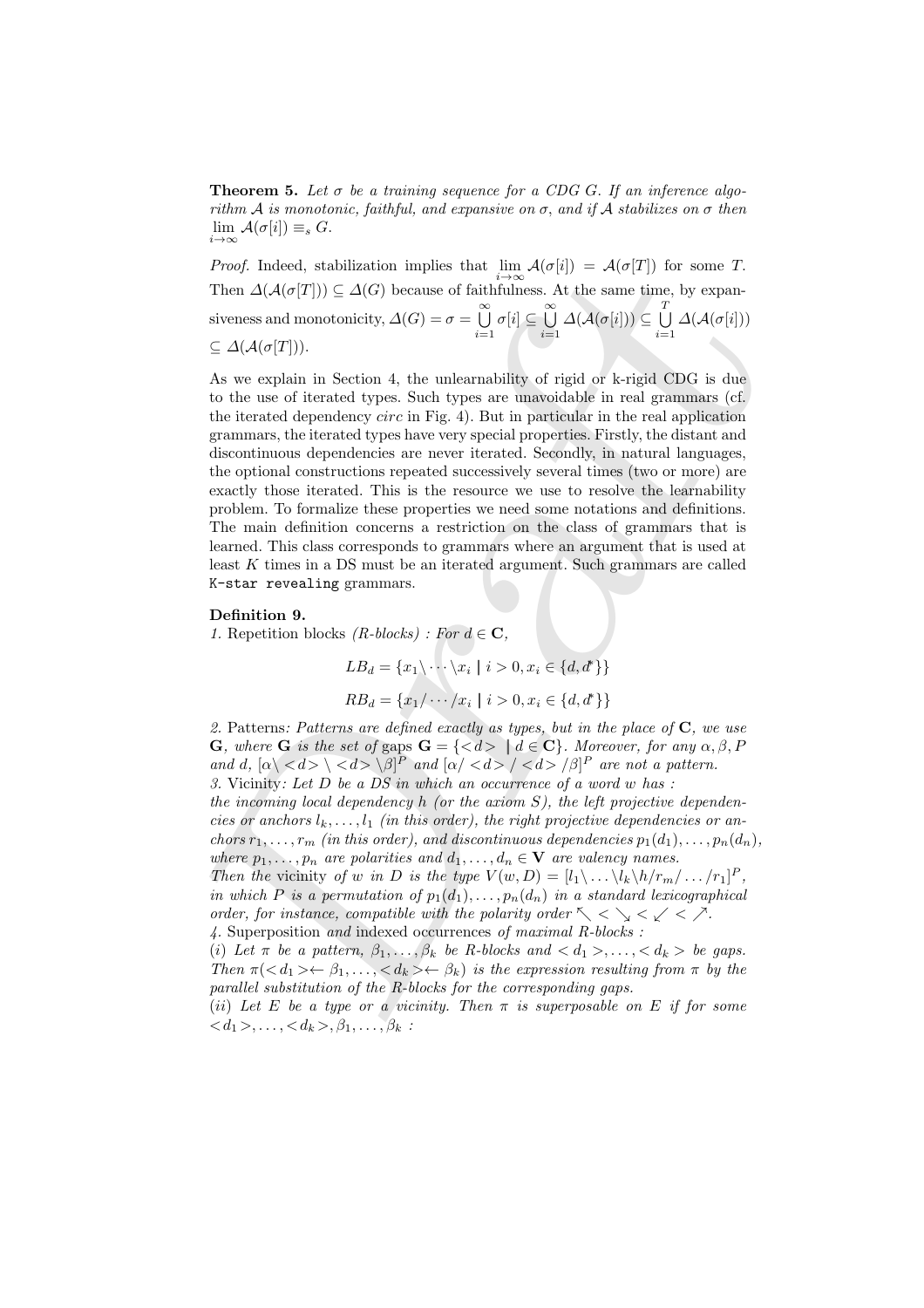**Theorem 5.** *Let $\sigma$ be a training sequence for a CDG $G$. If an inference algorithm $\mathcal{A}$ is monotonic, faithful, and expansive on $\sigma$, and if $\mathcal{A}$ stabilizes on $\sigma$ then $\lim_{i\to\infty} \mathcal{A}(\sigma[i]) \equiv_s G$.*

*Proof.* Indeed, stabilization implies that $\lim_{i\to\infty} \mathcal{A}(\sigma[i]) = \mathcal{A}(\sigma[T])$ for some $T$. Then $\Delta(\mathcal{A}(\sigma[T])) \subseteq \Delta(G)$ because of faithfulness. At the same time, by expansiveness and monotonicity, $\Delta(G) = \sigma = \bigcup_{i=1}^{\infty} \sigma[i] \subseteq \bigcup_{i=1}^{\infty} \Delta(\mathcal{A}(\sigma[i])) \subseteq \bigcup_{i=1}^{T} \Delta(\mathcal{A}(\sigma[i])) \subseteq \Delta(\mathcal{A}(\sigma[T]))$.

As we explain in Section 4, the unlearnability of rigid or k-rigid CDG is due to the use of iterated types. Such types are unavoidable in real grammars (cf. the iterated dependency *circ* in Fig. 4). But in particular in the real application grammars, the iterated types have very special properties. Firstly, the distant and discontinuous dependencies are never iterated. Secondly, in natural languages, the optional constructions repeated successively several times (two or more) are exactly those iterated. This is the resource we use to resolve the learnability problem. To formalize these properties we need some notations and definitions. The main definition concerns a restriction on the class of grammars that is learned. This class corresponds to grammars where an argument that is used at least $K$ times in a DS must be an iterated argument. Such grammars are called `K-star revealing` grammars.

**Definition 9.**
*1.* Repetition blocks *(R-blocks) : For $d \in \mathbf{C}$,*

$$LB_d = \{x_1\backslash \cdots \backslash x_i \mid i > 0, x_i \in \{d, d^*\}\}$$

$$RB_d = \{x_1/ \cdots /x_i \mid i > 0, x_i \in \{d, d^*\}\}$$

*2.* Patterns*: Patterns are defined exactly as types, but in the place of $\mathbf{C}$, we use $\mathbf{G}$, where $\mathbf{G}$ is the set of* gaps *$\mathbf{G} = \{<d> \mid d \in \mathbf{C}\}$. Moreover, for any $\alpha, \beta, P$ and $d$, $[\alpha\backslash <d> \backslash <d> \backslash\beta]^P$ and $[\alpha/ <d> / <d> /\beta]^P$ are not a pattern.*
*3.* Vicinity*: Let $D$ be a DS in which an occurrence of a word $w$ has :*
*the incoming local dependency $h$ (or the axiom $S$), the left projective dependencies or anchors $l_k, \ldots, l_1$ (in this order), the right projective dependencies or anchors $r_1, \ldots, r_m$ (in this order), and discontinuous dependencies $p_1(d_1), \ldots, p_n(d_n)$, where $p_1, \ldots, p_n$ are polarities and $d_1, \ldots, d_n \in \mathbf{V}$ are valency names.*
*Then the* vicinity *of $w$ in $D$ is the type $V(w, D) = [l_1\backslash \ldots \backslash l_k \backslash h / r_m / \ldots / r_1]^P$, in which $P$ is a permutation of $p_1(d_1), \ldots, p_n(d_n)$ in a standard lexicographical order, for instance, compatible with the polarity order $\nwarrow < \searrow < \swarrow < \nearrow$.*
*4.* Superposition *and* indexed occurrences *of maximal R-blocks :*
*(i) Let $\pi$ be a pattern, $\beta_1, \ldots, \beta_k$ be R-blocks and $< d_1 >, \ldots, < d_k >$ be gaps. Then $\pi(< d_1 > \leftarrow \beta_1, \ldots, < d_k > \leftarrow \beta_k)$ is the expression resulting from $\pi$ by the parallel substitution of the R-blocks for the corresponding gaps.*
*(ii) Let $E$ be a type or a vicinity. Then $\pi$ is superposable on $E$ if for some $< d_1 >, \ldots, < d_k >, \beta_1, \ldots, \beta_k$ :*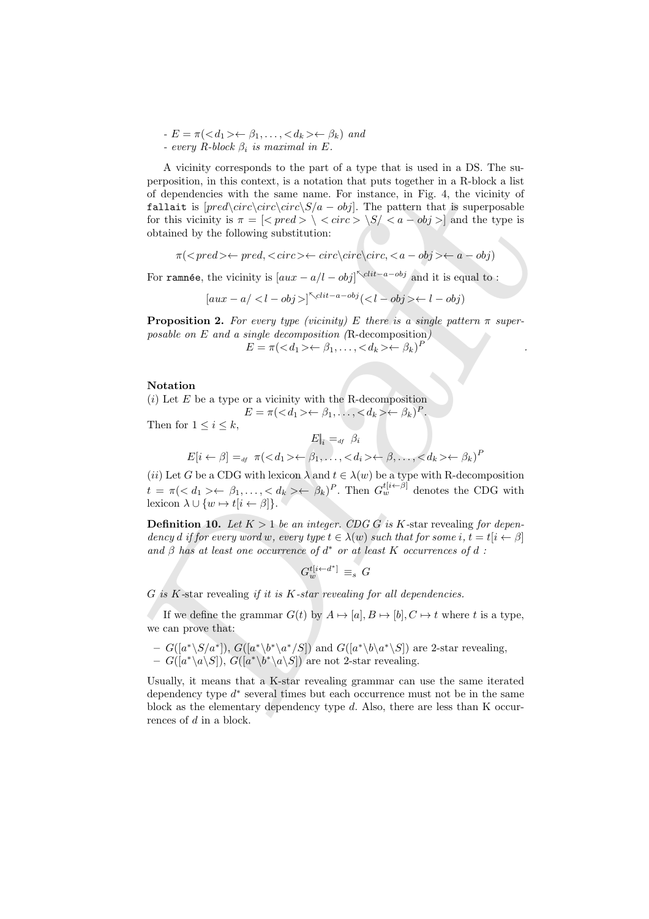- $E = \pi(<d_1>\leftarrow \beta_1, \ldots, <d_k>\leftarrow \beta_k)$ *and*
- *every R-block* $\beta_i$ *is maximal in* $E$.

A vicinity corresponds to the part of a type that is used in a DS. The superposition, in this context, is a notation that puts together in a R-block a list of dependencies with the same name. For instance, in Fig. 4, the vicinity of `fallait` is $[pred\backslash circ\backslash circ\backslash circ\backslash S/a-obj]$. The pattern that is superposable for this vicinity is $\pi = [<pred> \backslash <circ> \backslash S/ <a-obj>]$ and the type is obtained by the following substitution:

$$\pi(<pred>\leftarrow pred, <circ>\leftarrow circ\backslash circ\backslash circ, <a-obj>\leftarrow a-obj)$$

For `ramnée`, the vicinity is $[aux-a/l-obj]^{\nwarrow clit-a-obj}$ and it is equal to :

$$[aux-a/<l-obj>]^{\nwarrow clit-a-obj}(<l-obj>\leftarrow l-obj)$$

**Proposition 2.** *For every type (vicinity) $E$ there is a single pattern $\pi$ superposable on $E$ and a single decomposition (*R-decomposition*)*

$$E = \pi(<d_1>\leftarrow \beta_1, \ldots, <d_k>\leftarrow \beta_k)^P$$

**Notation**

$(i)$ Let $E$ be a type or a vicinity with the R-decomposition

$$E = \pi(<d_1>\leftarrow \beta_1, \ldots, <d_k>\leftarrow \beta_k)^P.$$

Then for $1 \leq i \leq k$,

$$E\|_i =_{df} \beta_i$$

$$E[i \leftarrow \beta] =_{df} \pi(<d_1>\leftarrow \beta_1, \ldots, <d_i>\leftarrow \beta, \ldots, <d_k>\leftarrow \beta_k)^P$$

$(ii)$ Let $G$ be a CDG with lexicon $\lambda$ and $t \in \lambda(w)$ be a type with R-decomposition $t = \pi(<d_1>\leftarrow \beta_1, \ldots, <d_k>\leftarrow \beta_k)^P$. Then $G_w^{t[i\leftarrow\beta]}$ denotes the CDG with lexicon $\lambda \cup \{w \mapsto t[i \leftarrow \beta]\}$.

**Definition 10.** *Let $K > 1$ be an integer. CDG $G$ is $K$*-star revealing *for dependency $d$ if for every word $w$, every type $t \in \lambda(w)$ such that for some $i$, $t = t[i \leftarrow \beta]$ and $\beta$ has at least one occurrence of $d^*$ or at least $K$ occurrences of $d$ :*

$$G_w^{t[i\leftarrow d^*]} \equiv_s G$$

*$G$ is $K$*-star revealing *if it is $K$-star revealing for all dependencies.*

If we define the grammar $G(t)$ by $A \mapsto [a], B \mapsto [b], C \mapsto t$ where $t$ is a type, we can prove that:

- $G([a^*\backslash S/a^*])$, $G([a^*\backslash b^*\backslash a^*/S])$ and $G([a^*\backslash b\backslash a^*\backslash S])$ are 2-star revealing,
- $G([a^*\backslash a\backslash S])$, $G([a^*\backslash b^*\backslash a\backslash S])$ are not 2-star revealing.

Usually, it means that a K-star revealing grammar can use the same iterated dependency type $d^*$ several times but each occurrence must not be in the same block as the elementary dependency type $d$. Also, there are less than K occurrences of $d$ in a block.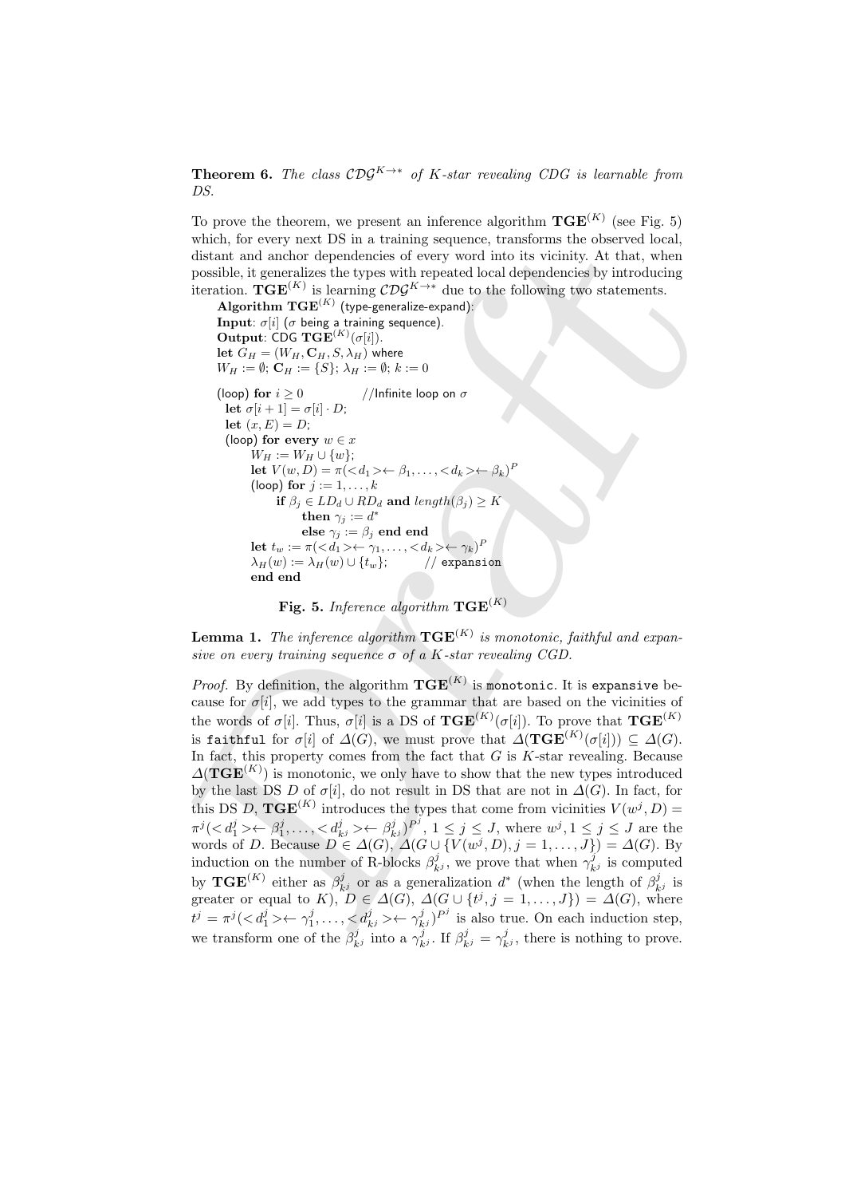**Theorem 6.** *The class $\mathcal{CDG}^{K\to*}$ of K-star revealing CDG is learnable from DS.*

To prove the theorem, we present an inference algorithm $\mathbf{TGE}^{(K)}$ (see Fig. 5) which, for every next DS in a training sequence, transforms the observed local, distant and anchor dependencies of every word into its vicinity. At that, when possible, it generalizes the types with repeated local dependencies by introducing iteration. $\mathbf{TGE}^{(K)}$ is learning $\mathcal{CDG}^{K\to*}$ due to the following two statements.

```
Algorithm TGE^(K) (type-generalize-expand):
Input: σ[i] (σ being a training sequence).
Output: CDG TGE^(K)(σ[i]).
let G_H = (W_H, C_H, S, λ_H) where
W_H := ∅; C_H := {S}; λ_H := ∅; k := 0

(loop) for i ≥ 0                //Infinite loop on σ
  let σ[i+1] = σ[i] · D;
  let (x, E) = D;
  (loop) for every w ∈ x
      W_H := W_H ∪ {w};
      let V(w, D) = π(<d_1>← β_1, ..., <d_k>← β_k)^P
      (loop) for j := 1, ..., k
          if β_j ∈ LD_d ∪ RD_d and length(β_j) ≥ K
              then γ_j := d^*
              else γ_j := β_j end end
      let t_w := π(<d_1>← γ_1, ..., <d_k>← γ_k)^P
      λ_H(w) := λ_H(w) ∪ {t_w};        // expansion
      end end
```

**Fig. 5.** *Inference algorithm* $\mathbf{TGE}^{(K)}$

**Lemma 1.** *The inference algorithm $\mathbf{TGE}^{(K)}$ is monotonic, faithful and expansive on every training sequence $\sigma$ of a K-star revealing CGD.*

*Proof.* By definition, the algorithm $\mathbf{TGE}^{(K)}$ is monotonic. It is expansive because for $\sigma[i]$, we add types to the grammar that are based on the vicinities of the words of $\sigma[i]$. Thus, $\sigma[i]$ is a DS of $\mathbf{TGE}^{(K)}(\sigma[i])$. To prove that $\mathbf{TGE}^{(K)}$ is faithful for $\sigma[i]$ of $\Delta(G)$, we must prove that $\Delta(\mathbf{TGE}^{(K)}(\sigma[i])) \subseteq \Delta(G)$. In fact, this property comes from the fact that $G$ is $K$-star revealing. Because $\Delta(\mathbf{TGE}^{(K)})$ is monotonic, we only have to show that the new types introduced by the last DS $D$ of $\sigma[i]$, do not result in DS that are not in $\Delta(G)$. In fact, for this DS $D$, $\mathbf{TGE}^{(K)}$ introduces the types that come from vicinities $V(w^j, D) = \pi^j(<d_1^j>\leftarrow \beta_1^j, \ldots, <d_{k^j}^j>\leftarrow \beta_{k^j}^j)^{P^j}$, $1 \leq j \leq J$, where $w^j, 1 \leq j \leq J$ are the words of $D$. Because $D \in \Delta(G)$, $\Delta(G \cup \{V(w^j, D), j = 1, \ldots, J\}) = \Delta(G)$. By induction on the number of R-blocks $\beta_{k^j}^j$, we prove that when $\gamma_{k^j}^j$ is computed by $\mathbf{TGE}^{(K)}$ either as $\beta_{k^j}^j$ or as a generalization $d^*$ (when the length of $\beta_{k^j}^j$ is greater or equal to $K$), $D \in \Delta(G)$, $\Delta(G \cup \{t^j, j = 1, \ldots, J\}) = \Delta(G)$, where $t^j = \pi^j(<d_1^j>\leftarrow \gamma_1^j, \ldots, <d_{k^j}^j>\leftarrow \gamma_{k^j}^j)^{P^j}$ is also true. On each induction step, we transform one of the $\beta_{k^j}^j$ into a $\gamma_{k^j}^j$. If $\beta_{k^j}^j = \gamma_{k^j}^j$, there is nothing to prove.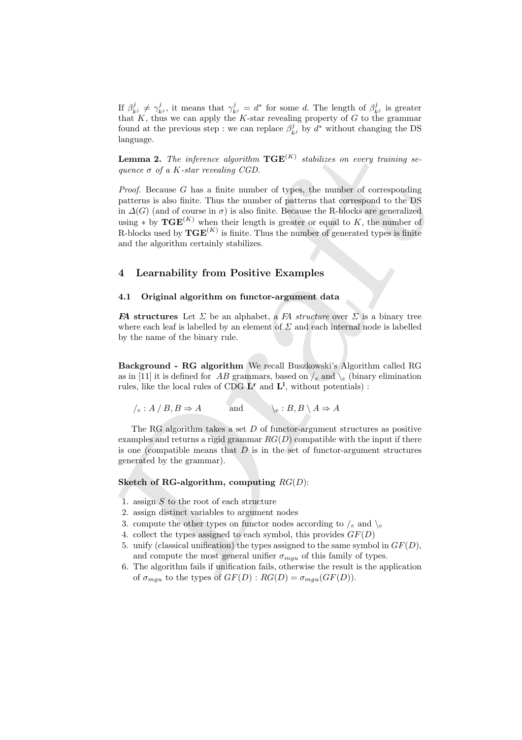If $\beta^j_{k^j} \neq \gamma^j_{k^j}$, it means that $\gamma^j_{k^j} = d^*$ for some $d$. The length of $\beta^j_{k^j}$ is greater that $K$, thus we can apply the $K$-star revealing property of $G$ to the grammar found at the previous step : we can replace $\beta^j_{k^j}$ by $d^*$ without changing the DS language.

**Lemma 2.** *The inference algorithm* $\mathbf{TGE}^{(K)}$ *stabilizes on every training sequence* $\sigma$ *of a* $K$*-star revealing CGD.*

*Proof.* Because $G$ has a finite number of types, the number of corresponding patterns is also finite. Thus the number of patterns that correspond to the DS in $\Delta(G)$ (and of course in $\sigma$) is also finite. Because the R-blocks are generalized using $*$ by $\mathbf{TGE}^{(K)}$ when their length is greater or equal to $K$, the number of R-blocks used by $\mathbf{TGE}^{(K)}$ is finite. Thus the number of generated types is finite and the algorithm certainly stabilizes.

## 4 Learnability from Positive Examples

### 4.1 Original algorithm on functor-argument data

***FA* structures** Let $\Sigma$ be an alphabet, a *FA structure* over $\Sigma$ is a binary tree where each leaf is labelled by an element of $\Sigma$ and each internal node is labelled by the name of the binary rule.

**Background - RG algorithm** We recall Buszkowski's Algorithm called RG as in [11] it is defined for $AB$ grammars, based on $/_e$ and $\backslash_e$ (binary elimination rules, like the local rules of CDG $\mathbf{L^r}$ and $\mathbf{L^l}$, without potentials) :

$$/_e : A \,/\, B, B \Rightarrow A \qquad \text{and} \qquad \backslash_e : B, B \,\backslash\, A \Rightarrow A$$

The RG algorithm takes a set $D$ of functor-argument structures as positive examples and returns a rigid grammar $RG(D)$ compatible with the input if there is one (compatible means that $D$ is in the set of functor-argument structures generated by the grammar).

**Sketch of RG-algorithm, computing** $RG(D)$:

1. assign $S$ to the root of each structure
2. assign distinct variables to argument nodes
3. compute the other types on functor nodes according to $/_e$ and $\backslash_e$
4. collect the types assigned to each symbol, this provides $GF(D)$
5. unify (classical unification) the types assigned to the same symbol in $GF(D)$, and compute the most general unifier $\sigma_{mgu}$ of this family of types.
6. The algorithm fails if unification fails, otherwise the result is the application of $\sigma_{mgu}$ to the types of $GF(D)$ : $RG(D) = \sigma_{mgu}(GF(D))$.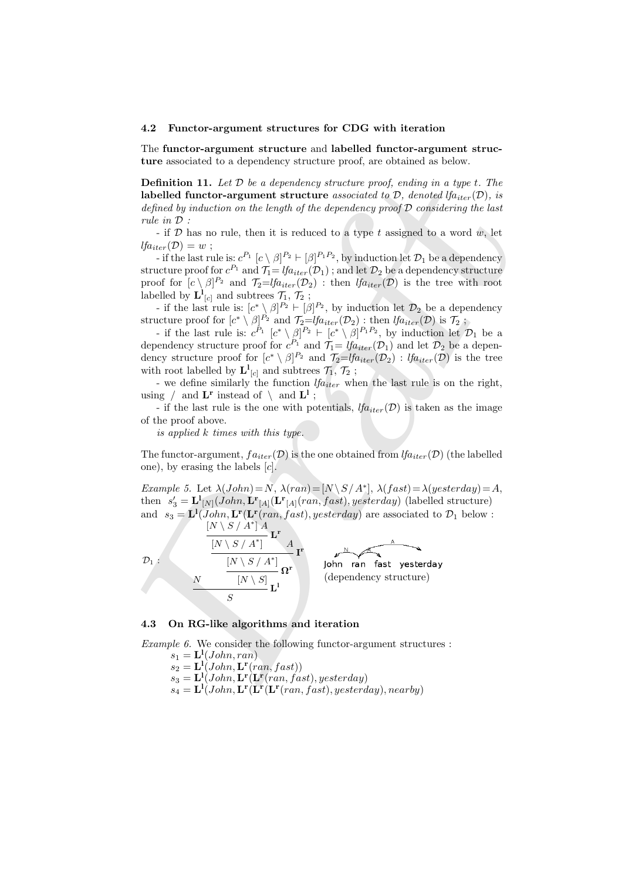### 4.2 Functor-argument structures for CDG with iteration

The **functor-argument structure** and **labelled functor-argument structure** associated to a dependency structure proof, are obtained as below.

**Definition 11.** *Let $\mathcal{D}$ be a dependency structure proof, ending in a type $t$. The* **labelled functor-argument structure** *associated to $\mathcal{D}$, denoted $lfa_{iter}(\mathcal{D})$, is defined by induction on the length of the dependency proof $\mathcal{D}$ considering the last rule in $\mathcal{D}$ :*

- if $\mathcal{D}$ has no rule, then it is reduced to a type $t$ assigned to a word $w$, let $lfa_{iter}(\mathcal{D}) = w$ ;

- if the last rule is: $c^{P_1}\ [c \setminus \beta]^{P_2} \vdash [\beta]^{P_1 P_2}$, by induction let $\mathcal{D}_1$ be a dependency structure proof for $c^{P_1}$ and $\mathcal{T}_1 = lfa_{iter}(\mathcal{D}_1)$ ; and let $\mathcal{D}_2$ be a dependency structure proof for $[c \setminus \beta]^{P_2}$ and $\mathcal{T}_2 = lfa_{iter}(\mathcal{D}_2)$ : then $lfa_{iter}(\mathcal{D})$ is the tree with root labelled by $\mathbf{L^l}_{[c]}$ and subtrees $\mathcal{T}_1$, $\mathcal{T}_2$ ;

- if the last rule is: $[c^* \setminus \beta]^{P_2} \vdash [\beta]^{P_2}$, by induction let $\mathcal{D}_2$ be a dependency structure proof for $[c^* \setminus \beta]^{P_2}$ and $\mathcal{T}_2 = lfa_{iter}(\mathcal{D}_2)$ : then $lfa_{iter}(\mathcal{D})$ is $\mathcal{T}_2$ ;

- if the last rule is: $c^{P_1}\ [c^* \setminus \beta]^{P_2} \vdash [c^* \setminus \beta]^{P_1 P_2}$, by induction let $\mathcal{D}_1$ be a dependency structure proof for $c^{P_1}$ and $\mathcal{T}_1 = lfa_{iter}(\mathcal{D}_1)$ and let $\mathcal{D}_2$ be a dependency structure proof for $[c^* \setminus \beta]^{P_2}$ and $\mathcal{T}_2 = lfa_{iter}(\mathcal{D}_2)$ : $lfa_{iter}(\mathcal{D})$ is the tree with root labelled by $\mathbf{L^l}_{[c]}$ and subtrees $\mathcal{T}_1$, $\mathcal{T}_2$ ;

- we define similarly the function $lfa_{iter}$ when the last rule is on the right, using $/$ and $\mathbf{L^r}$ instead of $\setminus$ and $\mathbf{L^l}$ ;

- if the last rule is the one with potentials, $lfa_{iter}(\mathcal{D})$ is taken as the image of the proof above.

*is applied k times with this type.*

The functor-argument, $fa_{iter}(\mathcal{D})$ is the one obtained from $lfa_{iter}(\mathcal{D})$ (the labelled one), by erasing the labels $[c]$.

*Example 5.* Let $\lambda(John) = N$, $\lambda(ran) = [N \setminus S / A^*]$, $\lambda(fast) = \lambda(yesterday) = A$, then $s'_3 = \mathbf{L^l}_{[N]}(John, \mathbf{L^r}_{[A]}(\mathbf{L^r}_{[A]}(ran, fast), yesterday)$ (labelled structure) and $s_3 = \mathbf{L^l}(John, \mathbf{L^r}(\mathbf{L^r}(ran, fast), yesterday)$ are associated to $\mathcal{D}_1$ below :

$$
\mathcal{D}_1 : \quad \dfrac{N \qquad \dfrac{\dfrac{\dfrac{[N \setminus S / A^*]\ A}{[N \setminus S / A^*]}\mathbf{L^r} \qquad A}{[N \setminus S / A^*]}\mathbf{I^r}}{[N \setminus S]}\mathbf{\Omega^r}}{S}\mathbf{L^l}
$$

John ran fast yesterday
(dependency structure)

### 4.3 On RG-like algorithms and iteration

*Example 6.* We consider the following functor-argument structures :

$s_1 = \mathbf{L^l}(John, ran)$
$s_2 = \mathbf{L^l}(John, \mathbf{L^r}(ran, fast))$
$s_3 = \mathbf{L^l}(John, \mathbf{L^r}(\mathbf{L^r}(ran, fast), yesterday)$
$s_4 = \mathbf{L^l}(John, \mathbf{L^r}(\mathbf{L^r}(\mathbf{L^r}(ran, fast), yesterday), nearby)$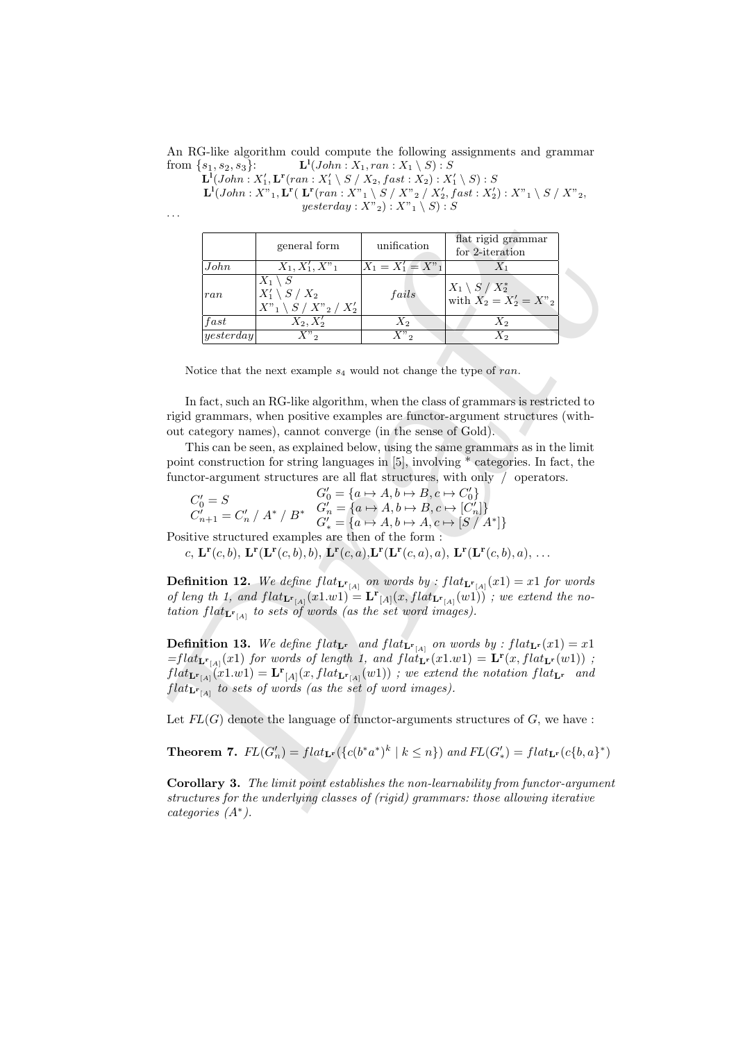An RG-like algorithm could compute the following assignments and grammar from $\{s_1, s_2, s_3\}$: $\mathbf{L^l}(John : X_1, ran : X_1 \setminus S) : S$

$\mathbf{L^l}(John : X_1', \mathbf{L^r}(ran : X_1' \setminus S \;/\; X_2, fast : X_2) : X_1' \setminus S) : S$

$\mathbf{L^l}(John : X"_1, \mathbf{L^r}(\; \mathbf{L^r}(ran : X"_1 \setminus S \;/\; X"_2 \;/\; X_2', fast : X_2') : X"_1 \setminus S \;/\; X"_2,$
$yesterday : X"_2) : X"_1 \setminus S) : S$

...

| | general form | unification | flat rigid grammar for 2-iteration |
|---|---|---|---|
| $John$ | $X_1, X_1', X"_1$ | $X_1 = X_1' = X"_1$ | $X_1$ |
| $ran$ | $X_1 \setminus S$<br>$X_1' \setminus S \;/\; X_2$<br>$X"_1 \setminus S \;/\; X"_2 \;/\; X_2'$ | $fails$ | $X_1 \setminus S \;/\; X_2^*$<br>with $X_2 = X_2' = X"_2$ |
| $fast$ | $X_2, X_2'$ | $X_2$ | $X_2$ |
| $yesterday$ | $X"_2$ | $X"_2$ | $X_2$ |

Notice that the next example $s_4$ would not change the type of $ran$.

In fact, such an RG-like algorithm, when the class of grammars is restricted to rigid grammars, when positive examples are functor-argument structures (without category names), cannot converge (in the sense of Gold).

This can be seen, as explained below, using the same grammars as in the limit point construction for string languages in [5], involving * categories. In fact, the functor-argument structures are all flat structures, with only / operators.

$$C_0' = S \qquad G_0' = \{a \mapsto A, b \mapsto B, c \mapsto C_0'\}$$
$$C_{n+1}' = C_n' \;/\; A^* \;/\; B^* \qquad G_n' = \{a \mapsto A, b \mapsto B, c \mapsto [C_n']\}$$
$$G_*' = \{a \mapsto A, b \mapsto A, c \mapsto [S \;/\; A^*]\}$$

Positive structured examples are then of the form :

$c$, $\mathbf{L^r}(c, b)$, $\mathbf{L^r}(\mathbf{L^r}(c, b), b)$, $\mathbf{L^r}(c, a)$,$\mathbf{L^r}(\mathbf{L^r}(c, a), a)$, $\mathbf{L^r}(\mathbf{L^r}(c, b), a)$, ...

**Definition 12.** *We define $flat_{\mathbf{L^r}_{[A]}}$ on words by : $flat_{\mathbf{L^r}_{[A]}}(x1) = x1$ for words of leng th 1, and $flat_{\mathbf{L^r}_{[A]}}(x1.w1) = \mathbf{L^r}_{[A]}(x, flat_{\mathbf{L^r}_{[A]}}(w1))$ ; we extend the notation $flat_{\mathbf{L^r}_{[A]}}$ to sets of words (as the set word images).*

**Definition 13.** *We define $flat_{\mathbf{L^r}}$ and $flat_{\mathbf{L^r}_{[A]}}$ on words by : $flat_{\mathbf{L^r}}(x1) = x1$ $=flat_{\mathbf{L^r}_{[A]}}(x1)$ for words of length 1, and $flat_{\mathbf{L^r}}(x1.w1) = \mathbf{L^r}(x, flat_{\mathbf{L^r}}(w1))$ ; $flat_{\mathbf{L^r}_{[A]}}(x1.w1) = \mathbf{L^r}_{[A]}(x, flat_{\mathbf{L^r}_{[A]}}(w1))$ ; we extend the notation $flat_{\mathbf{L^r}}$ and $flat_{\mathbf{L^r}_{[A]}}$ to sets of words (as the set of word images).*

Let $FL(G)$ denote the language of functor-arguments structures of $G$, we have :

**Theorem 7.** $FL(G_n') = flat_{\mathbf{L^r}}(\{c(b^*a^*)^k \mid k \leq n\})$ *and* $FL(G_*') = flat_{\mathbf{L^r}}(c\{b, a\}^*)$

**Corollary 3.** *The limit point establishes the non-learnability from functor-argument structures for the underlying classes of (rigid) grammars: those allowing iterative categories ($A^*$).*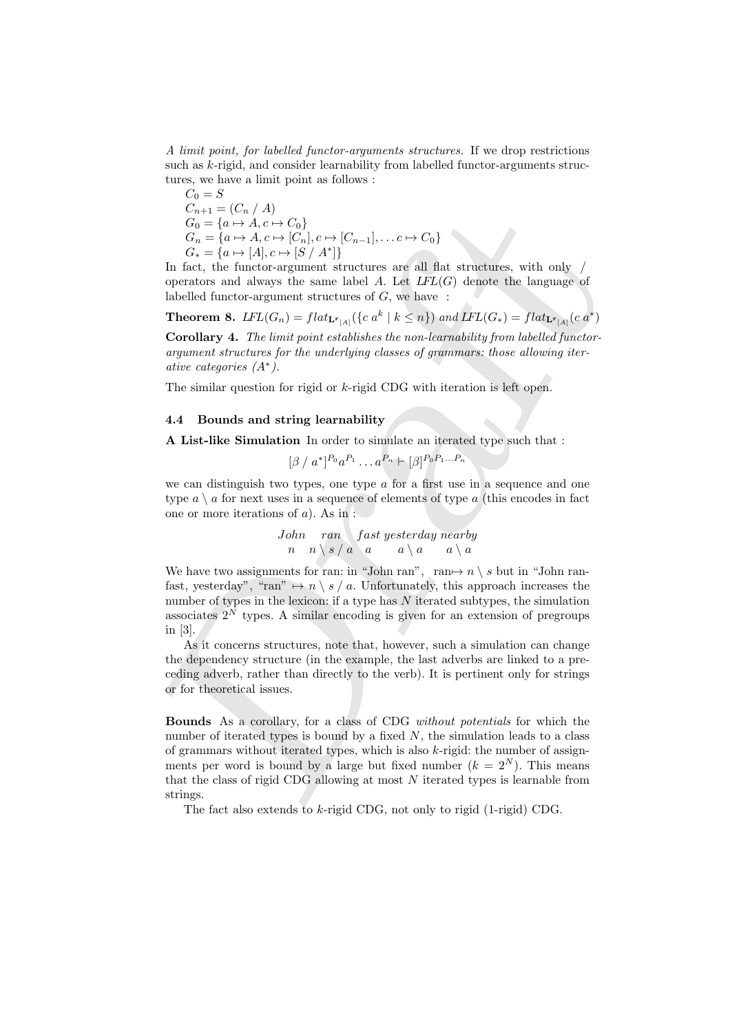*A limit point, for labelled functor-arguments structures.* If we drop restrictions such as $k$-rigid, and consider learnability from labelled functor-arguments structures, we have a limit point as follows :

$C_0 = S$
$C_{n+1} = (C_n \,/\, A)$
$G_0 = \{a \mapsto A, c \mapsto C_0\}$
$G_n = \{a \mapsto A, c \mapsto [C_n], c \mapsto [C_{n-1}], \ldots c \mapsto C_0\}$
$G_* = \{a \mapsto [A], c \mapsto [S \,/\, A^*]\}$

In fact, the functor-argument structures are all flat structures, with only / operators and always the same label $A$. Let $LFL(G)$ denote the language of labelled functor-argument structures of $G$, we have :

**Theorem 8.** *$LFL(G_n) = flat_{\mathbf{L^r}_{[A]}}(\{c\, a^k \mid k \leq n\})$ and $LFL(G_*) = flat_{\mathbf{L^r}_{[A]}}(c\, a^*)$*

**Corollary 4.** *The limit point establishes the non-learnability from labelled functor-argument structures for the underlying classes of grammars: those allowing iterative categories ($A^*$).*

The similar question for rigid or $k$-rigid CDG with iteration is left open.

### 4.4 Bounds and string learnability

**A List-like Simulation** In order to simulate an iterated type such that :

$$[\beta \,/\, a^*]^{P_0} a^{P_1} \ldots a^{P_n} \vdash [\beta]^{P_0 P_1 \ldots P_n}$$

we can distinguish two types, one type $a$ for a first use in a sequence and one type $a \setminus a$ for next uses in a sequence of elements of type $a$ (this encodes in fact one or more iterations of $a$). As in :

$$\begin{array}{ccccc} John & ran & fast & yesterday & nearby \\ n & n \setminus s \,/\, a & a & a \setminus a & a \setminus a \end{array}$$

We have two assignments for ran: in "John ran", ran$\mapsto n \setminus s$ but in "John ranfast, yesterday", "ran" $\mapsto n \setminus s \,/\, a$. Unfortunately, this approach increases the number of types in the lexicon: if a type has $N$ iterated subtypes, the simulation associates $2^N$ types. A similar encoding is given for an extension of pregroups in [3].

As it concerns structures, note that, however, such a simulation can change the dependency structure (in the example, the last adverbs are linked to a preceding adverb, rather than directly to the verb). It is pertinent only for strings or for theoretical issues.

**Bounds** As a corollary, for a class of CDG *without potentials* for which the number of iterated types is bound by a fixed $N$, the simulation leads to a class of grammars without iterated types, which is also $k$-rigid: the number of assignments per word is bound by a large but fixed number ($k = 2^N$). This means that the class of rigid CDG allowing at most $N$ iterated types is learnable from strings.

The fact also extends to $k$-rigid CDG, not only to rigid (1-rigid) CDG.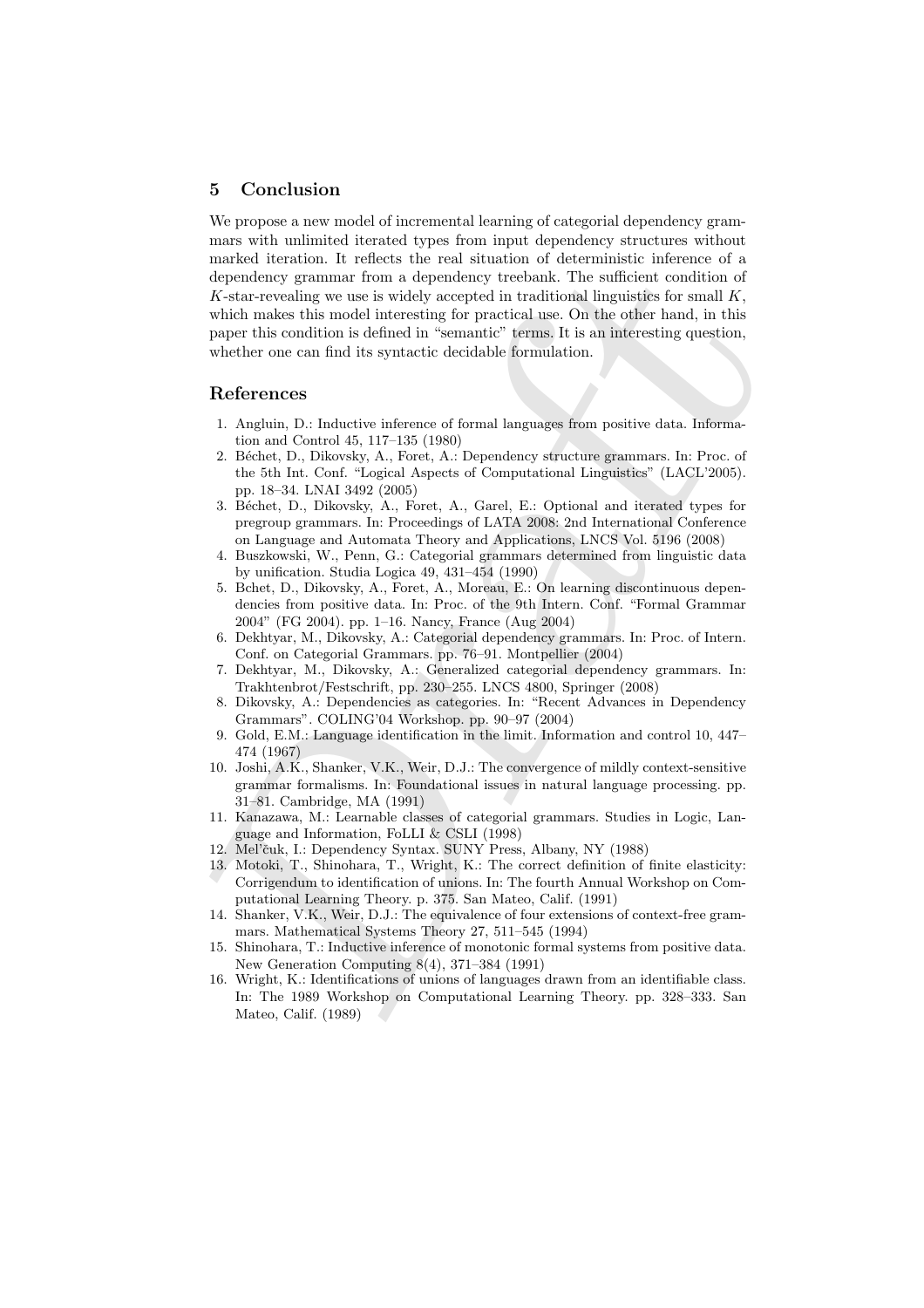## 5 Conclusion

We propose a new model of incremental learning of categorial dependency grammars with unlimited iterated types from input dependency structures without marked iteration. It reflects the real situation of deterministic inference of a dependency grammar from a dependency treebank. The sufficient condition of $K$-star-revealing we use is widely accepted in traditional linguistics for small $K$, which makes this model interesting for practical use. On the other hand, in this paper this condition is defined in "semantic" terms. It is an interesting question, whether one can find its syntactic decidable formulation.

## References

1. Angluin, D.: Inductive inference of formal languages from positive data. Information and Control 45, 117–135 (1980)
2. Béchet, D., Dikovsky, A., Foret, A.: Dependency structure grammars. In: Proc. of the 5th Int. Conf. "Logical Aspects of Computational Linguistics" (LACL'2005). pp. 18–34. LNAI 3492 (2005)
3. Béchet, D., Dikovsky, A., Foret, A., Garel, E.: Optional and iterated types for pregroup grammars. In: Proceedings of LATA 2008: 2nd International Conference on Language and Automata Theory and Applications, LNCS Vol. 5196 (2008)
4. Buszkowski, W., Penn, G.: Categorial grammars determined from linguistic data by unification. Studia Logica 49, 431–454 (1990)
5. Bchet, D., Dikovsky, A., Foret, A., Moreau, E.: On learning discontinuous dependencies from positive data. In: Proc. of the 9th Intern. Conf. "Formal Grammar 2004" (FG 2004). pp. 1–16. Nancy, France (Aug 2004)
6. Dekhtyar, M., Dikovsky, A.: Categorial dependency grammars. In: Proc. of Intern. Conf. on Categorial Grammars. pp. 76–91. Montpellier (2004)
7. Dekhtyar, M., Dikovsky, A.: Generalized categorial dependency grammars. In: Trakhtenbrot/Festschrift, pp. 230–255. LNCS 4800, Springer (2008)
8. Dikovsky, A.: Dependencies as categories. In: "Recent Advances in Dependency Grammars". COLING'04 Workshop. pp. 90–97 (2004)
9. Gold, E.M.: Language identification in the limit. Information and control 10, 447–474 (1967)
10. Joshi, A.K., Shanker, V.K., Weir, D.J.: The convergence of mildly context-sensitive grammar formalisms. In: Foundational issues in natural language processing. pp. 31–81. Cambridge, MA (1991)
11. Kanazawa, M.: Learnable classes of categorial grammars. Studies in Logic, Language and Information, FoLLI & CSLI (1998)
12. Mel'čuk, I.: Dependency Syntax. SUNY Press, Albany, NY (1988)
13. Motoki, T., Shinohara, T., Wright, K.: The correct definition of finite elasticity: Corrigendum to identification of unions. In: The fourth Annual Workshop on Computational Learning Theory. p. 375. San Mateo, Calif. (1991)
14. Shanker, V.K., Weir, D.J.: The equivalence of four extensions of context-free grammars. Mathematical Systems Theory 27, 511–545 (1994)
15. Shinohara, T.: Inductive inference of monotonic formal systems from positive data. New Generation Computing 8(4), 371–384 (1991)
16. Wright, K.: Identifications of unions of languages drawn from an identifiable class. In: The 1989 Workshop on Computational Learning Theory. pp. 328–333. San Mateo, Calif. (1989)